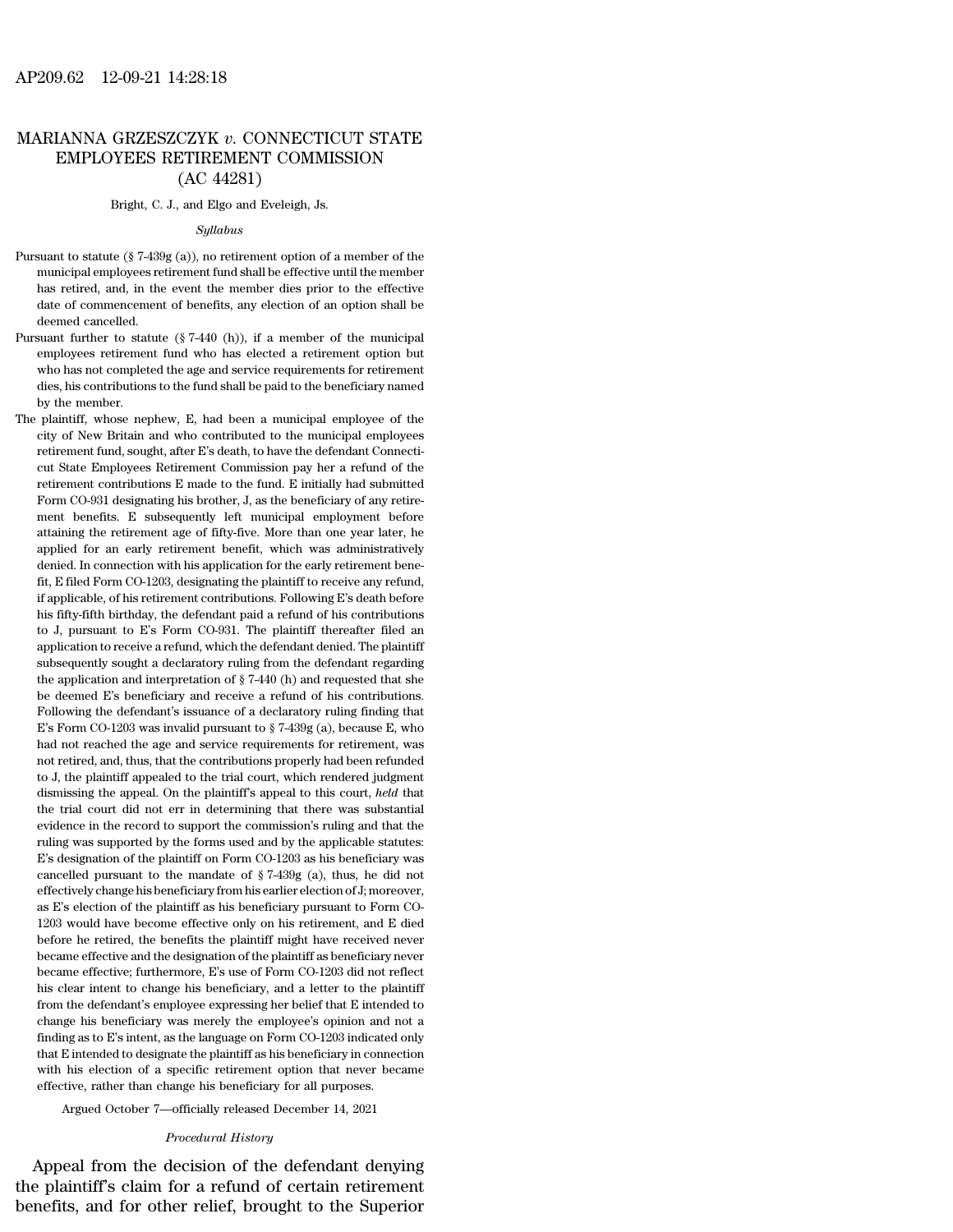# MARIANNA GRZESZCZYK *v*. CONNECTICUT STATE EMPLOYEES RETIREMENT COMMISSION (AC 44281)

Bright, C. J., and Elgo and Eveleigh, Js.

*Syllabus*

Pursuant to statute (§ 7-439g (a)), no retirement option of a member of the municipal employees retirement fund shall be effective until the member has retired, and, in the event the member dies prior to the effective date of commencement of benefits, any election of an option shall be deemed cancelled.

Pursuant further to statute (§ 7-440 (h)), if a member of the municipal employees retirement fund who has elected a retirement option but who has not completed the age and service requirements for retirement dies, his contributions to the fund shall be paid to the beneficiary named by the member.

The plaintiff, whose nephew, E, had been a municipal employee of the city of New Britain and who contributed to the municipal employees retirement fund, sought, after E's death, to have the defendant Connecticut State Employees Retirement Commission pay her a refund of the retirement contributions E made to the fund. E initially had submitted Form CO-931 designating his brother, J, as the beneficiary of any retirement benefits. E subsequently left municipal employment before attaining the retirement age of fifty-five. More than one year later, he applied for an early retirement benefit, which was administratively denied. In connection with his application for the early retirement benefit, E filed Form CO-1203, designating the plaintiff to receive any refund, if applicable, of his retirement contributions. Following E's death before his fifty-fifth birthday, the defendant paid a refund of his contributions to J, pursuant to E's Form CO-931. The plaintiff thereafter filed an application to receive a refund, which the defendant denied. The plaintiff subsequently sought a declaratory ruling from the defendant regarding the application and interpretation of § 7-440 (h) and requested that she be deemed E's beneficiary and receive a refund of his contributions. Following the defendant's issuance of a declaratory ruling finding that E's Form CO-1203 was invalid pursuant to § 7-439g (a), because E, who had not reached the age and service requirements for retirement, was not retired, and, thus, that the contributions properly had been refunded to J, the plaintiff appealed to the trial court, which rendered judgment dismissing the appeal. On the plaintiff's appeal to this court, *held* that the trial court did not err in determining that there was substantial evidence in the record to support the commission's ruling and that the ruling was supported by the forms used and by the applicable statutes: E's designation of the plaintiff on Form CO-1203 as his beneficiary was cancelled pursuant to the mandate of § 7-439g (a), thus, he did not effectively change his beneficiary from his earlier election of J; moreover, as E's election of the plaintiff as his beneficiary pursuant to Form CO-1203 would have become effective only on his retirement, and E died before he retired, the benefits the plaintiff might have received never became effective and the designation of the plaintiff as beneficiary never became effective; furthermore, E's use of Form CO-1203 did not reflect his clear intent to change his beneficiary, and a letter to the plaintiff from the defendant's employee expressing her belief that E intended to change his beneficiary was merely the employee's opinion and not a finding as to E's intent, as the language on Form CO-1203 indicated only that E intended to designate the plaintiff as his beneficiary in connection with his election of a specific retirement option that never became effective, rather than change his beneficiary for all purposes.

Argued October 7—officially released December 14, 2021

*Procedural History*

Appeal from the decision of the defendant denying the plaintiff's claim for a refund of certain retirement benefits, and for other relief, brought to the Superior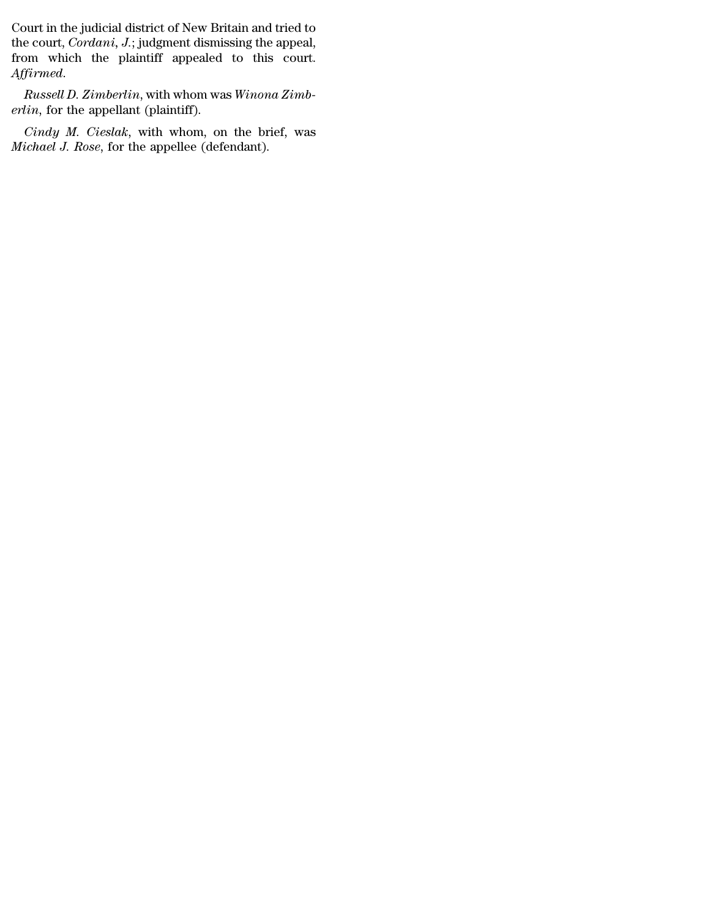Court in the judicial district of New Britain and tried to the court, *Cordani, J.*; judgment dismissing the appeal, from which the plaintiff appealed to this court. *Affirmed.*

*Russell D. Zimberlin*, with whom was *Winona Zimberlin*, for the appellant (plaintiff).

*Cindy M. Cieslak*, with whom, on the brief, was *Michael J. Rose*, for the appellee (defendant).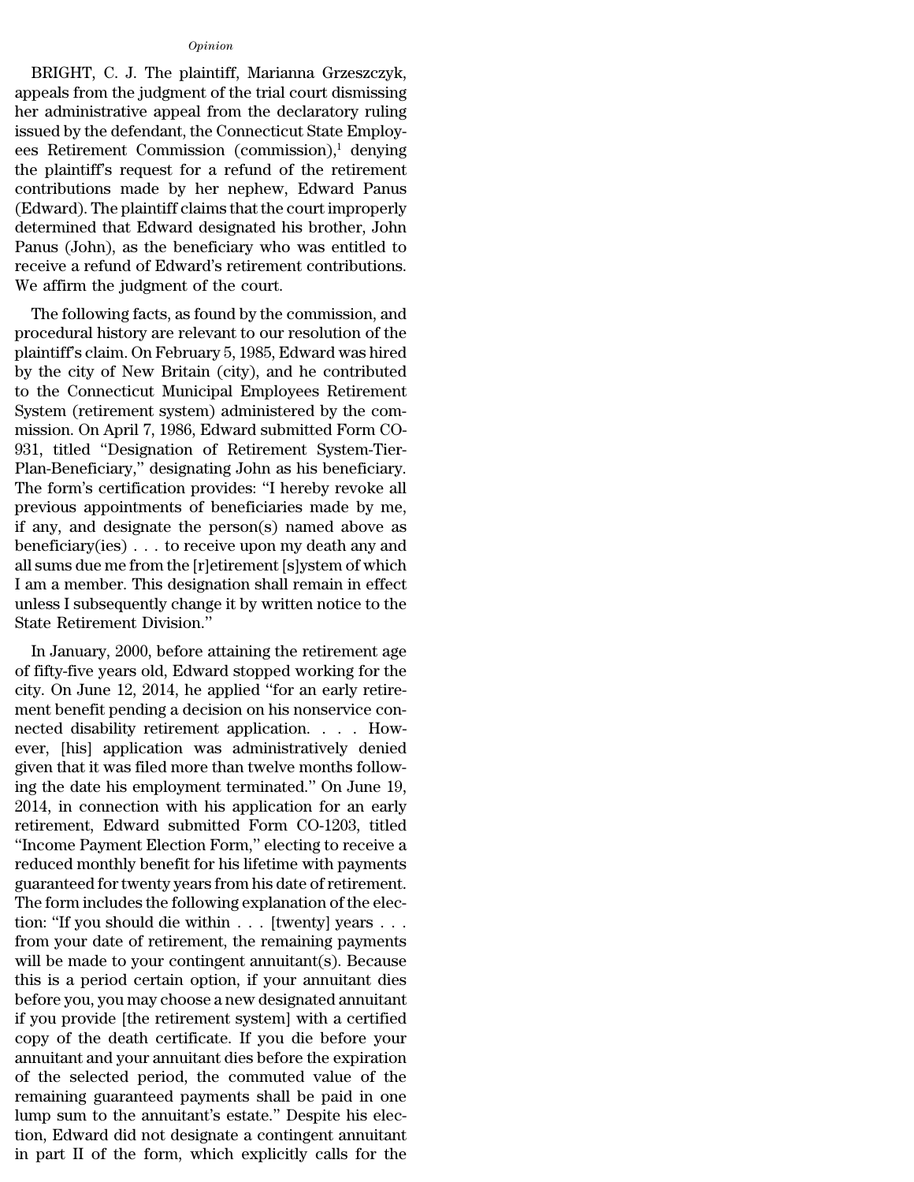*Opinion*

BRIGHT, C. J. The plaintiff, Marianna Grzeszczyk, appeals from the judgment of the trial court dismissing her administrative appeal from the declaratory ruling issued by the defendant, the Connecticut State Employees Retirement Commission (commission),[1] denying the plaintiff's request for a refund of the retirement contributions made by her nephew, Edward Panus (Edward). The plaintiff claims that the court improperly determined that Edward designated his brother, John Panus (John), as the beneficiary who was entitled to receive a refund of Edward's retirement contributions. We affirm the judgment of the court.

The following facts, as found by the commission, and procedural history are relevant to our resolution of the plaintiff's claim. On February 5, 1985, Edward was hired by the city of New Britain (city), and he contributed to the Connecticut Municipal Employees Retirement System (retirement system) administered by the commission. On April 7, 1986, Edward submitted Form CO-931, titled "Designation of Retirement System-Tier-Plan-Beneficiary," designating John as his beneficiary. The form's certification provides: "I hereby revoke all previous appointments of beneficiaries made by me, if any, and designate the person(s) named above as beneficiary(ies) . . . to receive upon my death any and all sums due me from the [r]etirement [s]ystem of which I am a member. This designation shall remain in effect unless I subsequently change it by written notice to the State Retirement Division."

In January, 2000, before attaining the retirement age of fifty-five years old, Edward stopped working for the city. On June 12, 2014, he applied "for an early retirement benefit pending a decision on his nonservice connected disability retirement application. . . . However, [his] application was administratively denied given that it was filed more than twelve months following the date his employment terminated." On June 19, 2014, in connection with his application for an early retirement, Edward submitted Form CO-1203, titled "Income Payment Election Form," electing to receive a reduced monthly benefit for his lifetime with payments guaranteed for twenty years from his date of retirement. The form includes the following explanation of the election: "If you should die within . . . [twenty] years . . . from your date of retirement, the remaining payments will be made to your contingent annuitant(s). Because this is a period certain option, if your annuitant dies before you, you may choose a new designated annuitant if you provide [the retirement system] with a certified copy of the death certificate. If you die before your annuitant and your annuitant dies before the expiration of the selected period, the commuted value of the remaining guaranteed payments shall be paid in one lump sum to the annuitant's estate." Despite his election, Edward did not designate a contingent annuitant in part II of the form, which explicitly calls for the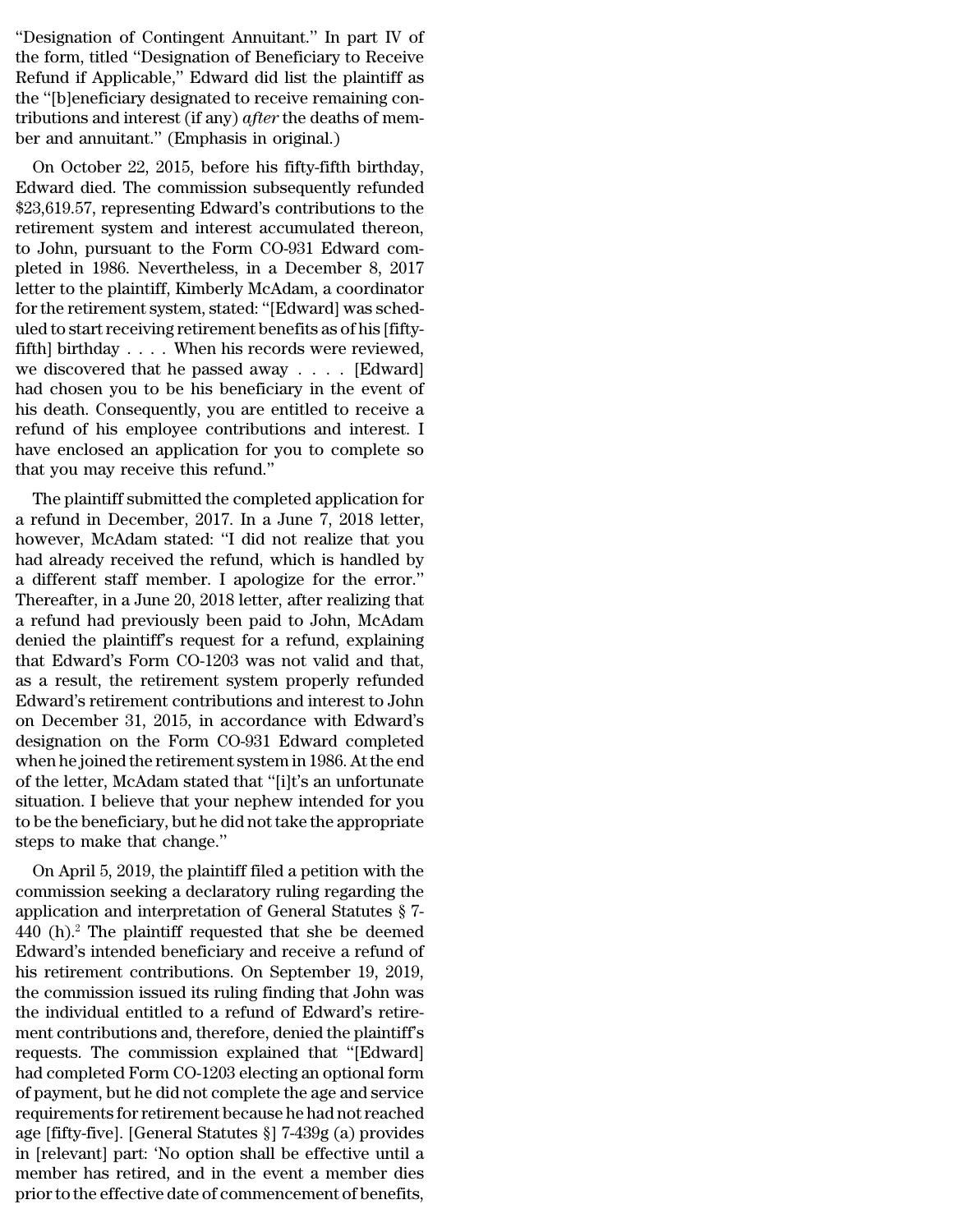"Designation of Contingent Annuitant." In part IV of the form, titled "Designation of Beneficiary to Receive Refund if Applicable," Edward did list the plaintiff as the "[b]eneficiary designated to receive remaining contributions and interest (if any) *after* the deaths of member and annuitant." (Emphasis in original.)

On October 22, 2015, before his fifty-fifth birthday, Edward died. The commission subsequently refunded $23,619.57, representing Edward's contributions to the retirement system and interest accumulated thereon, to John, pursuant to the Form CO-931 Edward completed in 1986. Nevertheless, in a December 8, 2017 letter to the plaintiff, Kimberly McAdam, a coordinator for the retirement system, stated: "[Edward] was scheduled to start receiving retirement benefits as of his [fifty-fifth] birthday . . . . When his records were reviewed, we discovered that he passed away . . . . [Edward] had chosen you to be his beneficiary in the event of his death. Consequently, you are entitled to receive a refund of his employee contributions and interest. I have enclosed an application for you to complete so that you may receive this refund."

The plaintiff submitted the completed application for a refund in December, 2017. In a June 7, 2018 letter, however, McAdam stated: "I did not realize that you had already received the refund, which is handled by a different staff member. I apologize for the error." Thereafter, in a June 20, 2018 letter, after realizing that a refund had previously been paid to John, McAdam denied the plaintiff's request for a refund, explaining that Edward's Form CO-1203 was not valid and that, as a result, the retirement system properly refunded Edward's retirement contributions and interest to John on December 31, 2015, in accordance with Edward's designation on the Form CO-931 Edward completed when he joined the retirement system in 1986. At the end of the letter, McAdam stated that "[i]t's an unfortunate situation. I believe that your nephew intended for you to be the beneficiary, but he did not take the appropriate steps to make that change."

On April 5, 2019, the plaintiff filed a petition with the commission seeking a declaratory ruling regarding the application and interpretation of General Statutes § 7-440 (h).[2] The plaintiff requested that she be deemed Edward's intended beneficiary and receive a refund of his retirement contributions. On September 19, 2019, the commission issued its ruling finding that John was the individual entitled to a refund of Edward's retirement contributions and, therefore, denied the plaintiff's requests. The commission explained that "[Edward] had completed Form CO-1203 electing an optional form of payment, but he did not complete the age and service requirements for retirement because he had not reached age [fifty-five]. [General Statutes §] 7-439g (a) provides in [relevant] part: 'No option shall be effective until a member has retired, and in the event a member dies prior to the effective date of commencement of benefits,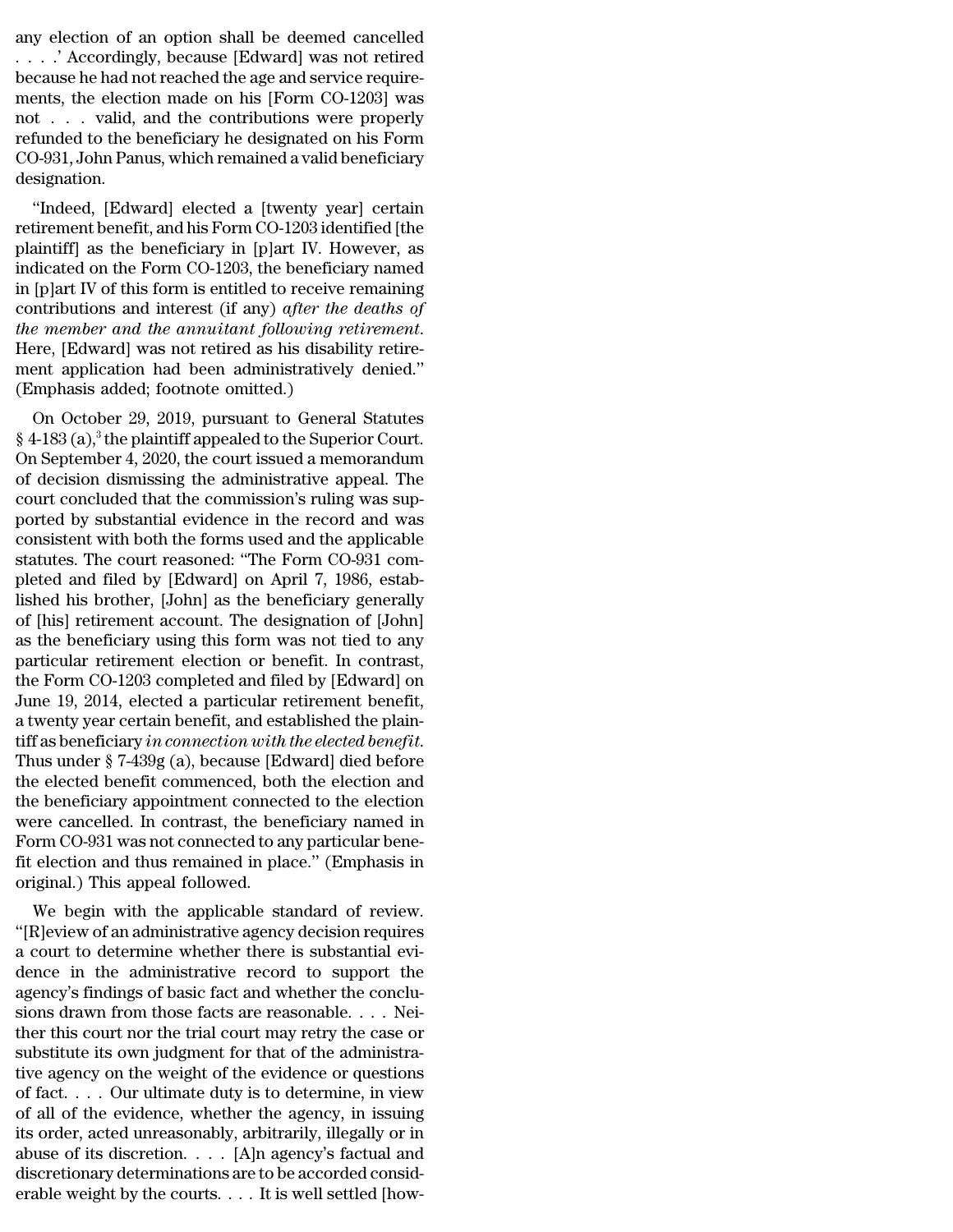any election of an option shall be deemed cancelled . . . .' Accordingly, because [Edward] was not retired because he had not reached the age and service requirements, the election made on his [Form CO-1203] was not . . . valid, and the contributions were properly refunded to the beneficiary he designated on his Form CO-931, John Panus, which remained a valid beneficiary designation.

"Indeed, [Edward] elected a [twenty year] certain retirement benefit, and his Form CO-1203 identified [the plaintiff] as the beneficiary in [p]art IV. However, as indicated on the Form CO-1203, the beneficiary named in [p]art IV of this form is entitled to receive remaining contributions and interest (if any) *after the deaths of the member and the annuitant following retirement*. Here, [Edward] was not retired as his disability retirement application had been administratively denied." (Emphasis added; footnote omitted.)

On October 29, 2019, pursuant to General Statutes § 4-183 (a),[3] the plaintiff appealed to the Superior Court. On September 4, 2020, the court issued a memorandum of decision dismissing the administrative appeal. The court concluded that the commission's ruling was supported by substantial evidence in the record and was consistent with both the forms used and the applicable statutes. The court reasoned: "The Form CO-931 completed and filed by [Edward] on April 7, 1986, established his brother, [John] as the beneficiary generally of [his] retirement account. The designation of [John] as the beneficiary using this form was not tied to any particular retirement election or benefit. In contrast, the Form CO-1203 completed and filed by [Edward] on June 19, 2014, elected a particular retirement benefit, a twenty year certain benefit, and established the plaintiff as beneficiary *in connection with the elected benefit*. Thus under § 7-439g (a), because [Edward] died before the elected benefit commenced, both the election and the beneficiary appointment connected to the election were cancelled. In contrast, the beneficiary named in Form CO-931 was not connected to any particular benefit election and thus remained in place." (Emphasis in original.) This appeal followed.

We begin with the applicable standard of review. "[R]eview of an administrative agency decision requires a court to determine whether there is substantial evidence in the administrative record to support the agency's findings of basic fact and whether the conclusions drawn from those facts are reasonable. . . . Neither this court nor the trial court may retry the case or substitute its own judgment for that of the administrative agency on the weight of the evidence or questions of fact. . . . Our ultimate duty is to determine, in view of all of the evidence, whether the agency, in issuing its order, acted unreasonably, arbitrarily, illegally or in abuse of its discretion. . . . [A]n agency's factual and discretionary determinations are to be accorded considerable weight by the courts. . . . It is well settled [how-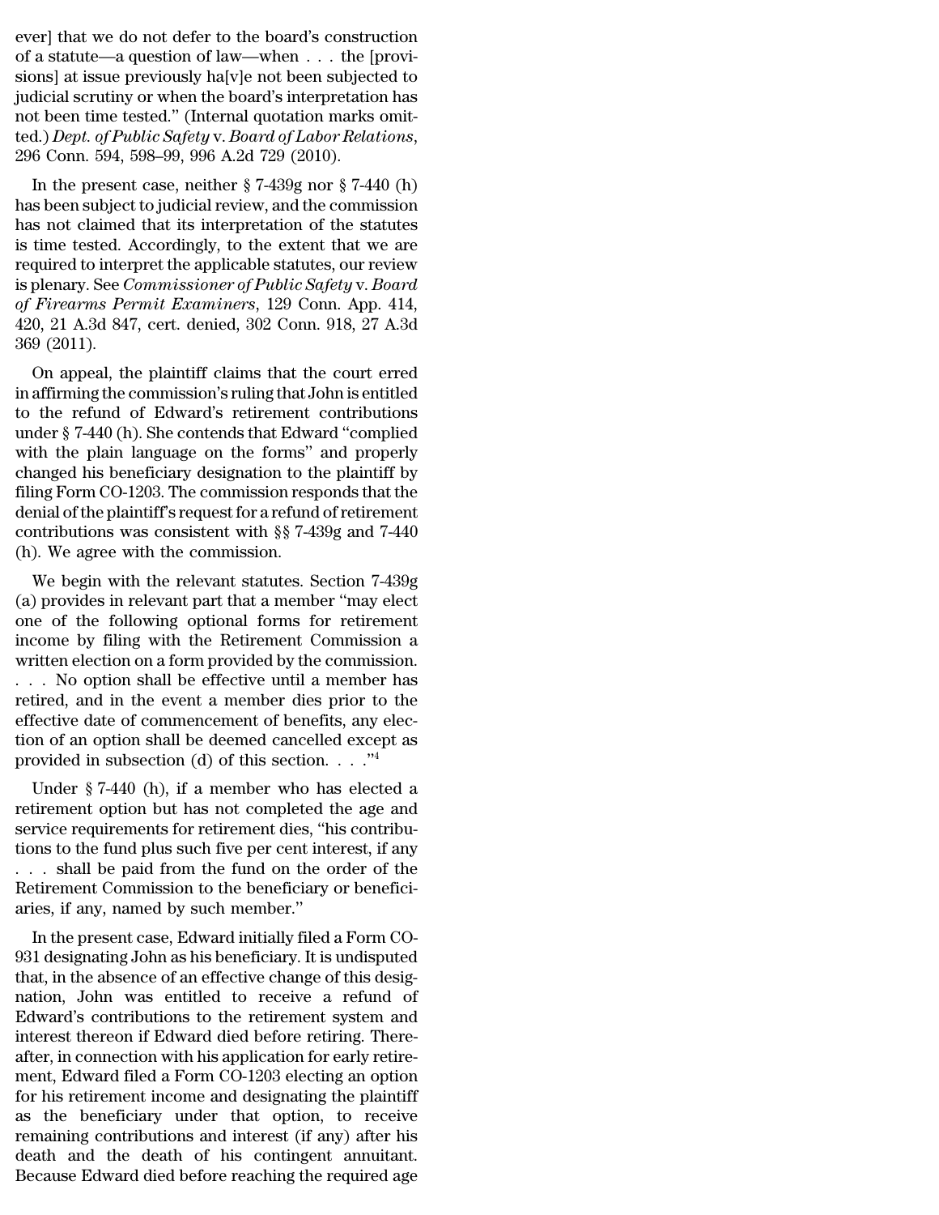ever] that we do not defer to the board's construction of a statute—a question of law—when . . . the [provisions] at issue previously ha[v]e not been subjected to judicial scrutiny or when the board's interpretation has not been time tested." (Internal quotation marks omitted.) *Dept. of Public Safety* v. *Board of Labor Relations*, 296 Conn. 594, 598–99, 996 A.2d 729 (2010).

In the present case, neither § 7-439g nor § 7-440 (h) has been subject to judicial review, and the commission has not claimed that its interpretation of the statutes is time tested. Accordingly, to the extent that we are required to interpret the applicable statutes, our review is plenary. See *Commissioner of Public Safety* v. *Board of Firearms Permit Examiners*, 129 Conn. App. 414, 420, 21 A.3d 847, cert. denied, 302 Conn. 918, 27 A.3d 369 (2011).

On appeal, the plaintiff claims that the court erred in affirming the commission's ruling that John is entitled to the refund of Edward's retirement contributions under § 7-440 (h). She contends that Edward "complied with the plain language on the forms" and properly changed his beneficiary designation to the plaintiff by filing Form CO-1203. The commission responds that the denial of the plaintiff's request for a refund of retirement contributions was consistent with §§ 7-439g and 7-440 (h). We agree with the commission.

We begin with the relevant statutes. Section 7-439g (a) provides in relevant part that a member "may elect one of the following optional forms for retirement income by filing with the Retirement Commission a written election on a form provided by the commission. . . . No option shall be effective until a member has retired, and in the event a member dies prior to the effective date of commencement of benefits, any election of an option shall be deemed cancelled except as provided in subsection (d) of this section. . . ."[4]

Under § 7-440 (h), if a member who has elected a retirement option but has not completed the age and service requirements for retirement dies, "his contributions to the fund plus such five per cent interest, if any . . . shall be paid from the fund on the order of the Retirement Commission to the beneficiary or beneficiaries, if any, named by such member."

In the present case, Edward initially filed a Form CO-931 designating John as his beneficiary. It is undisputed that, in the absence of an effective change of this designation, John was entitled to receive a refund of Edward's contributions to the retirement system and interest thereon if Edward died before retiring. Thereafter, in connection with his application for early retirement, Edward filed a Form CO-1203 electing an option for his retirement income and designating the plaintiff as the beneficiary under that option, to receive remaining contributions and interest (if any) after his death and the death of his contingent annuitant. Because Edward died before reaching the required age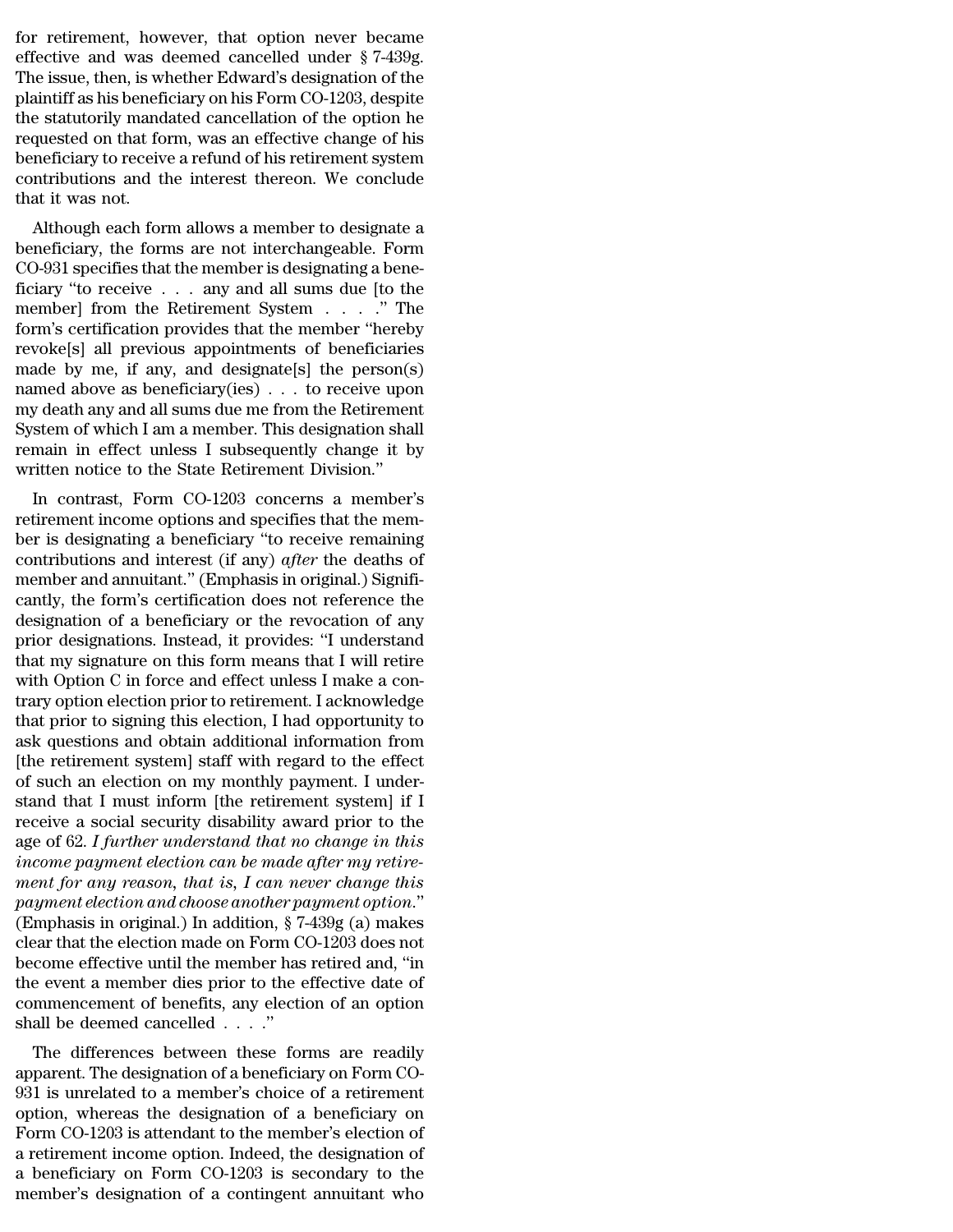for retirement, however, that option never became effective and was deemed cancelled under § 7-439g. The issue, then, is whether Edward's designation of the plaintiff as his beneficiary on his Form CO-1203, despite the statutorily mandated cancellation of the option he requested on that form, was an effective change of his beneficiary to receive a refund of his retirement system contributions and the interest thereon. We conclude that it was not.

Although each form allows a member to designate a beneficiary, the forms are not interchangeable. Form CO-931 specifies that the member is designating a beneficiary "to receive . . . any and all sums due [to the member] from the Retirement System . . . ." The form's certification provides that the member "hereby revoke[s] all previous appointments of beneficiaries made by me, if any, and designate[s] the person(s) named above as beneficiary(ies) . . . to receive upon my death any and all sums due me from the Retirement System of which I am a member. This designation shall remain in effect unless I subsequently change it by written notice to the State Retirement Division."

In contrast, Form CO-1203 concerns a member's retirement income options and specifies that the member is designating a beneficiary "to receive remaining contributions and interest (if any) *after* the deaths of member and annuitant." (Emphasis in original.) Significantly, the form's certification does not reference the designation of a beneficiary or the revocation of any prior designations. Instead, it provides: "I understand that my signature on this form means that I will retire with Option C in force and effect unless I make a contrary option election prior to retirement. I acknowledge that prior to signing this election, I had opportunity to ask questions and obtain additional information from [the retirement system] staff with regard to the effect of such an election on my monthly payment. I understand that I must inform [the retirement system] if I receive a social security disability award prior to the age of 62. *I further understand that no change in this income payment election can be made after my retirement for any reason, that is, I can never change this payment election and choose another payment option.*" (Emphasis in original.) In addition, § 7-439g (a) makes clear that the election made on Form CO-1203 does not become effective until the member has retired and, "in the event a member dies prior to the effective date of commencement of benefits, any election of an option shall be deemed cancelled . . . ."

The differences between these forms are readily apparent. The designation of a beneficiary on Form CO-931 is unrelated to a member's choice of a retirement option, whereas the designation of a beneficiary on Form CO-1203 is attendant to the member's election of a retirement income option. Indeed, the designation of a beneficiary on Form CO-1203 is secondary to the member's designation of a contingent annuitant who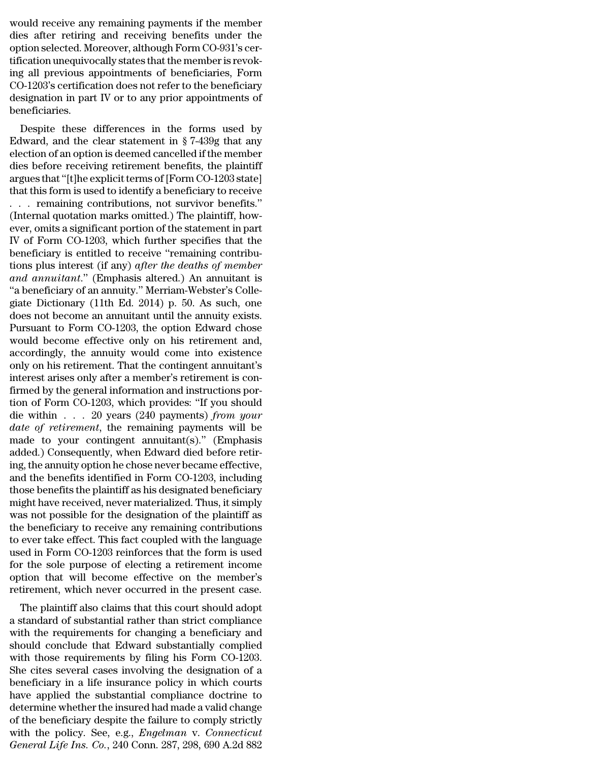would receive any remaining payments if the member dies after retiring and receiving benefits under the option selected. Moreover, although Form CO-931's certification unequivocally states that the member is revoking all previous appointments of beneficiaries, Form CO-1203's certification does not refer to the beneficiary designation in part IV or to any prior appointments of beneficiaries.

Despite these differences in the forms used by Edward, and the clear statement in § 7-439g that any election of an option is deemed cancelled if the member dies before receiving retirement benefits, the plaintiff argues that "[t]he explicit terms of [Form CO-1203 state] that this form is used to identify a beneficiary to receive . . . remaining contributions, not survivor benefits." (Internal quotation marks omitted.) The plaintiff, however, omits a significant portion of the statement in part IV of Form CO-1203, which further specifies that the beneficiary is entitled to receive "remaining contributions plus interest (if any) *after the deaths of member and annuitant*." (Emphasis altered.) An annuitant is "a beneficiary of an annuity." Merriam-Webster's Collegiate Dictionary (11th Ed. 2014) p. 50. As such, one does not become an annuitant until the annuity exists. Pursuant to Form CO-1203, the option Edward chose would become effective only on his retirement and, accordingly, the annuity would come into existence only on his retirement. That the contingent annuitant's interest arises only after a member's retirement is confirmed by the general information and instructions portion of Form CO-1203, which provides: "If you should die within . . . 20 years (240 payments) *from your date of retirement*, the remaining payments will be made to your contingent annuitant(s)." (Emphasis added.) Consequently, when Edward died before retiring, the annuity option he chose never became effective, and the benefits identified in Form CO-1203, including those benefits the plaintiff as his designated beneficiary might have received, never materialized. Thus, it simply was not possible for the designation of the plaintiff as the beneficiary to receive any remaining contributions to ever take effect. This fact coupled with the language used in Form CO-1203 reinforces that the form is used for the sole purpose of electing a retirement income option that will become effective on the member's retirement, which never occurred in the present case.

The plaintiff also claims that this court should adopt a standard of substantial rather than strict compliance with the requirements for changing a beneficiary and should conclude that Edward substantially complied with those requirements by filing his Form CO-1203. She cites several cases involving the designation of a beneficiary in a life insurance policy in which courts have applied the substantial compliance doctrine to determine whether the insured had made a valid change of the beneficiary despite the failure to comply strictly with the policy. See, e.g., *Engelman* v. *Connecticut General Life Ins. Co.*, 240 Conn. 287, 298, 690 A.2d 882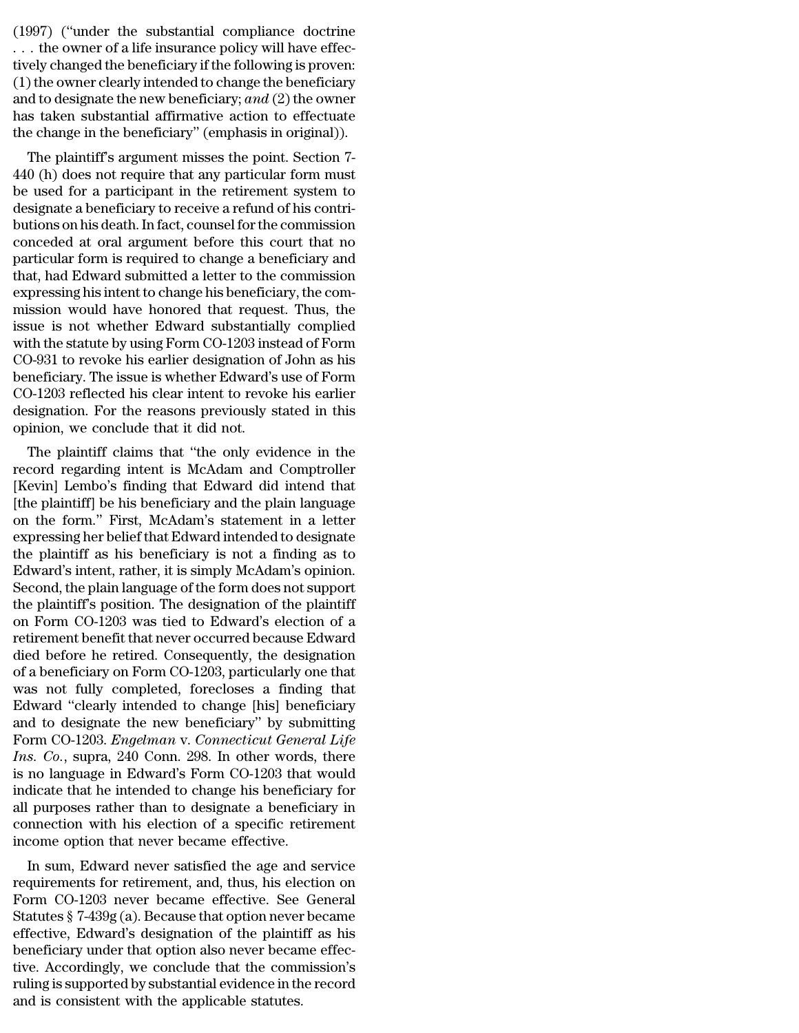(1997) ("under the substantial compliance doctrine . . . the owner of a life insurance policy will have effectively changed the beneficiary if the following is proven: (1) the owner clearly intended to change the beneficiary and to designate the new beneficiary; *and* (2) the owner has taken substantial affirmative action to effectuate the change in the beneficiary" (emphasis in original)).

The plaintiff's argument misses the point. Section 7-440 (h) does not require that any particular form must be used for a participant in the retirement system to designate a beneficiary to receive a refund of his contributions on his death. In fact, counsel for the commission conceded at oral argument before this court that no particular form is required to change a beneficiary and that, had Edward submitted a letter to the commission expressing his intent to change his beneficiary, the commission would have honored that request. Thus, the issue is not whether Edward substantially complied with the statute by using Form CO-1203 instead of Form CO-931 to revoke his earlier designation of John as his beneficiary. The issue is whether Edward's use of Form CO-1203 reflected his clear intent to revoke his earlier designation. For the reasons previously stated in this opinion, we conclude that it did not.

The plaintiff claims that "the only evidence in the record regarding intent is McAdam and Comptroller [Kevin] Lembo's finding that Edward did intend that [the plaintiff] be his beneficiary and the plain language on the form." First, McAdam's statement in a letter expressing her belief that Edward intended to designate the plaintiff as his beneficiary is not a finding as to Edward's intent, rather, it is simply McAdam's opinion. Second, the plain language of the form does not support the plaintiff's position. The designation of the plaintiff on Form CO-1203 was tied to Edward's election of a retirement benefit that never occurred because Edward died before he retired. Consequently, the designation of a beneficiary on Form CO-1203, particularly one that was not fully completed, forecloses a finding that Edward "clearly intended to change [his] beneficiary and to designate the new beneficiary" by submitting Form CO-1203. *Engelman* v. *Connecticut General Life Ins. Co.*, supra, 240 Conn. 298. In other words, there is no language in Edward's Form CO-1203 that would indicate that he intended to change his beneficiary for all purposes rather than to designate a beneficiary in connection with his election of a specific retirement income option that never became effective.

In sum, Edward never satisfied the age and service requirements for retirement, and, thus, his election on Form CO-1203 never became effective. See General Statutes § 7-439g (a). Because that option never became effective, Edward's designation of the plaintiff as his beneficiary under that option also never became effective. Accordingly, we conclude that the commission's ruling is supported by substantial evidence in the record and is consistent with the applicable statutes.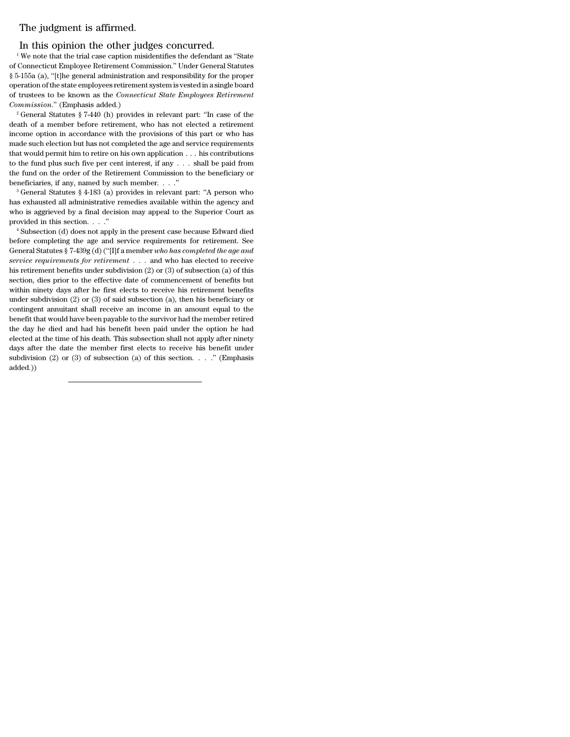The judgment is affirmed.

In this opinion the other judges concurred.

[1] We note that the trial case caption misidentifies the defendant as "State of Connecticut Employee Retirement Commission." Under General Statutes § 5-155a (a), "[t]he general administration and responsibility for the proper operation of the state employees retirement system is vested in a single board of trustees to be known as the *Connecticut State Employees Retirement Commission*." (Emphasis added.)

[2] General Statutes § 7-440 (h) provides in relevant part: "In case of the death of a member before retirement, who has not elected a retirement income option in accordance with the provisions of this part or who has made such election but has not completed the age and service requirements that would permit him to retire on his own application . . . his contributions to the fund plus such five per cent interest, if any . . . shall be paid from the fund on the order of the Retirement Commission to the beneficiary or beneficiaries, if any, named by such member. . . ."

[3] General Statutes § 4-183 (a) provides in relevant part: "A person who has exhausted all administrative remedies available within the agency and who is aggrieved by a final decision may appeal to the Superior Court as provided in this section. . . ."

[4] Subsection (d) does not apply in the present case because Edward died before completing the age and service requirements for retirement. See General Statutes § 7-439g (d) ("[I]f a member *who has completed the age and service requirements for retirement* . . . and who has elected to receive his retirement benefits under subdivision (2) or (3) of subsection (a) of this section, dies prior to the effective date of commencement of benefits but within ninety days after he first elects to receive his retirement benefits under subdivision (2) or (3) of said subsection (a), then his beneficiary or contingent annuitant shall receive an income in an amount equal to the benefit that would have been payable to the survivor had the member retired the day he died and had his benefit been paid under the option he had elected at the time of his death. This subsection shall not apply after ninety days after the date the member first elects to receive his benefit under subdivision (2) or (3) of subsection (a) of this section. . . ." (Emphasis added.))